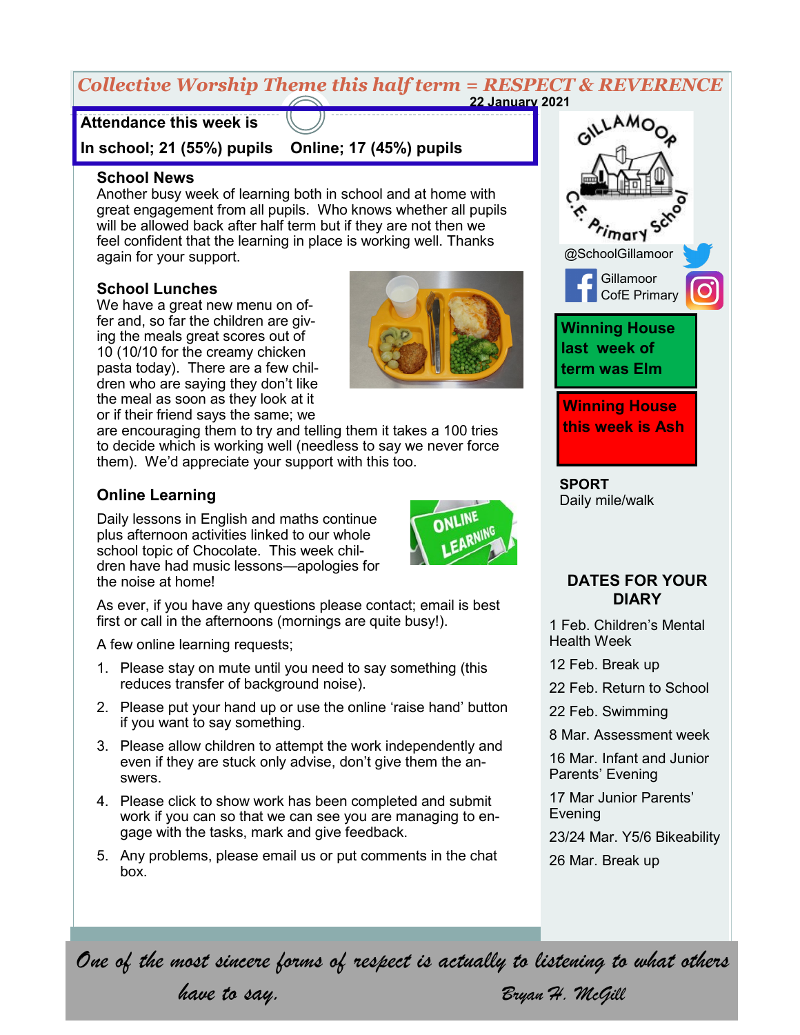*Collective Worship Theme this half term = RESPECT & REVERENCE*

**22 January 2021**

**Attendance this week is**

**In school; 21 (55%) pupils Online; 17 (45%) pupils**

### School News

Another busy week of learning both in school and at home with great engagement from all pupils. Who knows whether all pupils will be allowed back after half term but if they are not then we feel confident that the learning in place is working well. Thanks again for your support.

### School Lunches

We have a great new menu on offer and, so far the children are giving the meals great scores out of 10 (10/10 for the creamy chicken pasta today). There are a few children who are saying they don't like the meal as soon as they look at it or if their friend says the same; we are encouraging them to try and telling them it takes a 100 tries to decide which is working well (needless to say we never force them). We'd appreciate your support with this too.

### Online Learning

Daily lessons in English and maths continue plus afternoon activities linked to our whole school topic of Chocolate. This week children have had music lessons—apologies for the noise at home!

As ever, if you have any questions please contact; email is best first or call in the afternoons (mornings are quite busy!).

A few online learning requests;

1. Please stay on mute until you need to say something (this reduces transfer of background noise).
2. Please put your hand up or use the online 'raise hand' button if you want to say something.
3. Please allow children to attempt the work independently and even if they are stuck only advise, don't give them the answers.
4. Please click to show work has been completed and submit work if you can so that we can see you are managing to engage with the tasks, mark and give feedback.
5. Any problems, please email us or put comments in the chat box.

Gillamoor C.E. Primary School

@SchoolGillamoor

Gillamoor CofE Primary

**Winning House last week of term was Elm**

**Winning House this week is Ash**

**SPORT**
Daily mile/walk

### DATES FOR YOUR DIARY

1 Feb. Children's Mental Health Week

12 Feb. Break up

22 Feb. Return to School

22 Feb. Swimming

8 Mar. Assessment week

16 Mar. Infant and Junior Parents' Evening

17 Mar Junior Parents' Evening

23/24 Mar. Y5/6 Bikeability

26 Mar. Break up

*One of the most sincere forms of respect is actually to listening to what others have to say.*
*Bryan H. McGill*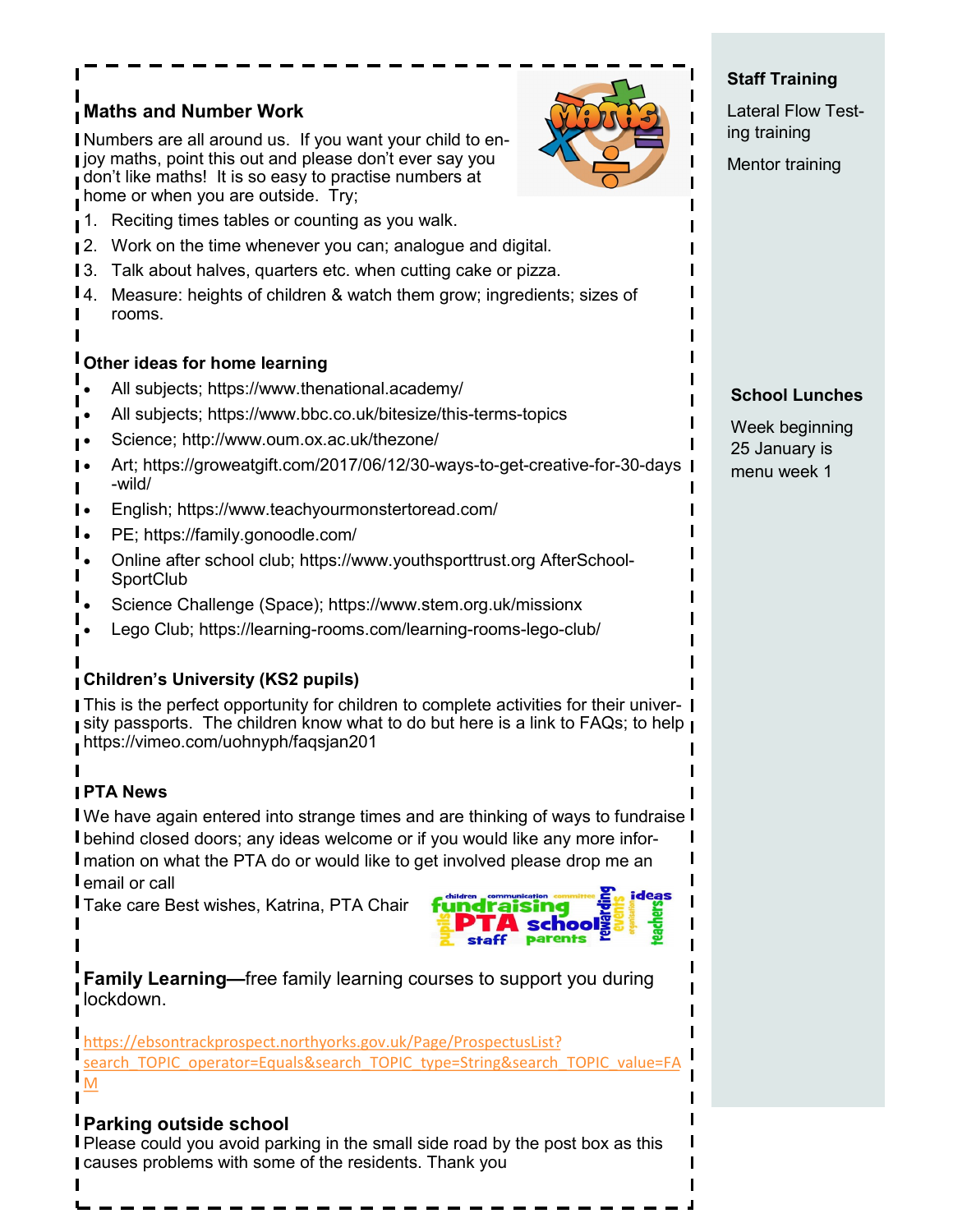## Maths and Number Work

Numbers are all around us. If you want your child to enjoy maths, point this out and please don't ever say you don't like maths! It is so easy to practise numbers at home or when you are outside. Try;

1. Reciting times tables or counting as you walk.
2. Work on the time whenever you can; analogue and digital.
3. Talk about halves, quarters etc. when cutting cake or pizza.
4. Measure: heights of children & watch them grow; ingredients; sizes of rooms.

### Other ideas for home learning

- All subjects; https://www.thenational.academy/
- All subjects; https://www.bbc.co.uk/bitesize/this-terms-topics
- Science; http://www.oum.ox.ac.uk/thezone/
- Art; https://groweatgift.com/2017/06/12/30-ways-to-get-creative-for-30-days-wild/
- English; https://www.teachyourmonstertoread.com/
- PE; https://family.gonoodle.com/
- Online after school club; https://www.youthsporttrust.org AfterSchoolSportClub
- Science Challenge (Space); https://www.stem.org.uk/missionx
- Lego Club; https://learning-rooms.com/learning-rooms-lego-club/

### Children's University (KS2 pupils)

This is the perfect opportunity for children to complete activities for their university passports. The children know what to do but here is a link to FAQs; to help https://vimeo.com/uohnyph/faqsjan201

### PTA News

We have again entered into strange times and are thinking of ways to fundraise behind closed doors; any ideas welcome or if you would like any more information on what the PTA do or would like to get involved please drop me an email or call

Take care Best wishes, Katrina, PTA Chair

**Family Learning—**free family learning courses to support you during lockdown.

https://ebsontrackprospect.northyorks.gov.uk/Page/ProspectusList?search_TOPIC_operator=Equals&search_TOPIC_type=String&search_TOPIC_value=FAM

### Parking outside school

Please could you avoid parking in the small side road by the post box as this causes problems with some of the residents. Thank you

### Staff Training

Lateral Flow Testing training

Mentor training

### School Lunches

Week beginning 25 January is menu week 1